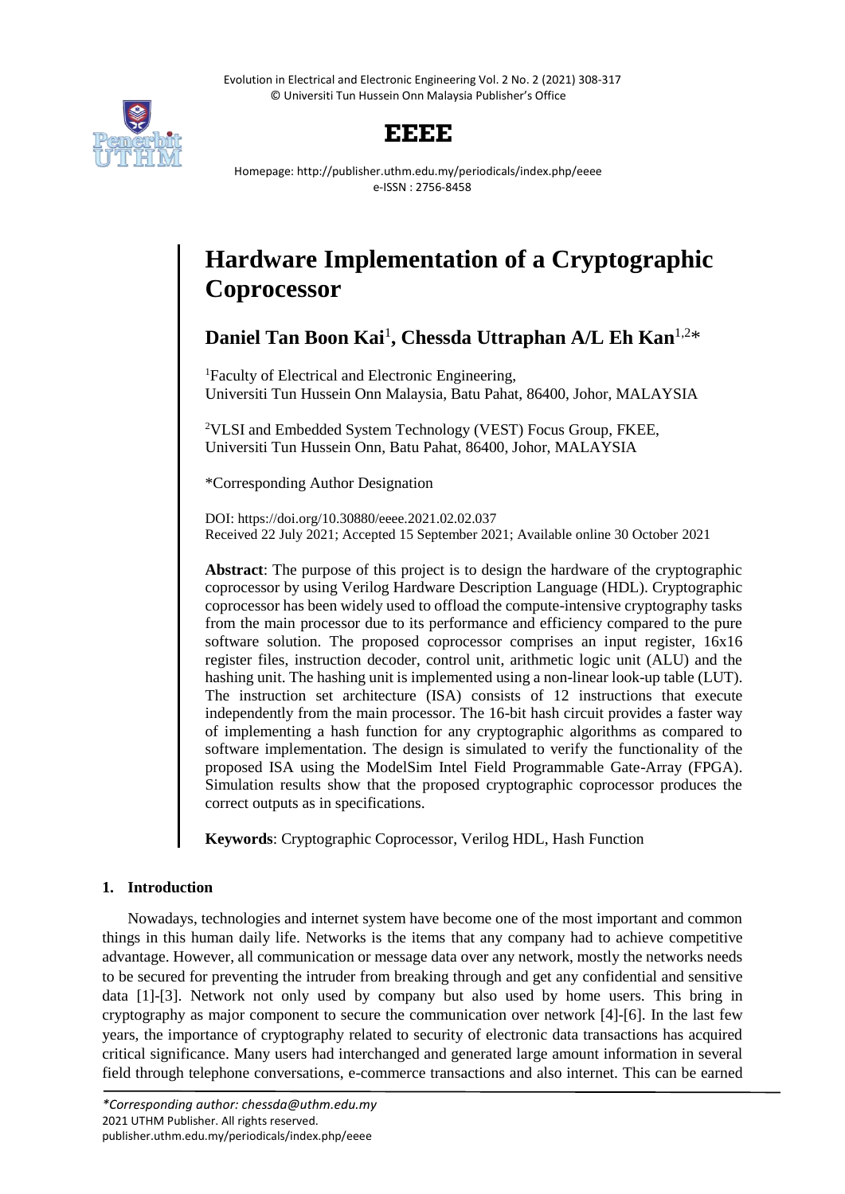# Hardware Implementation of a Cryptographic Coprocessor

**Daniel Tan Boon Kai**[1]**, Chessda Uttraphan A/L Eh Kan**[1,2]*

[1]Faculty of Electrical and Electronic Engineering, Universiti Tun Hussein Onn Malaysia, Batu Pahat, 86400, Johor, MALAYSIA

[2]VLSI and Embedded System Technology (VEST) Focus Group, FKEE, Universiti Tun Hussein Onn, Batu Pahat, 86400, Johor, MALAYSIA

*Corresponding Author Designation

DOI: https://doi.org/10.30880/eeee.2021.02.02.037
Received 22 July 2021; Accepted 15 September 2021; Available online 30 October 2021

**Abstract**: The purpose of this project is to design the hardware of the cryptographic coprocessor by using Verilog Hardware Description Language (HDL). Cryptographic coprocessor has been widely used to offload the compute-intensive cryptography tasks from the main processor due to its performance and efficiency compared to the pure software solution. The proposed coprocessor comprises an input register, 16x16 register files, instruction decoder, control unit, arithmetic logic unit (ALU) and the hashing unit. The hashing unit is implemented using a non-linear look-up table (LUT). The instruction set architecture (ISA) consists of 12 instructions that execute independently from the main processor. The 16-bit hash circuit provides a faster way of implementing a hash function for any cryptographic algorithms as compared to software implementation. The design is simulated to verify the functionality of the proposed ISA using the ModelSim Intel Field Programmable Gate-Array (FPGA). Simulation results show that the proposed cryptographic coprocessor produces the correct outputs as in specifications.

**Keywords**: Cryptographic Coprocessor, Verilog HDL, Hash Function

## 1. Introduction

Nowadays, technologies and internet system have become one of the most important and common things in this human daily life. Networks is the items that any company had to achieve competitive advantage. However, all communication or message data over any network, mostly the networks needs to be secured for preventing the intruder from breaking through and get any confidential and sensitive data [1]-[3]. Network not only used by company but also used by home users. This bring in cryptography as major component to secure the communication over network [4]-[6]. In the last few years, the importance of cryptography related to security of electronic data transactions has acquired critical significance. Many users had interchanged and generated large amount information in several field through telephone conversations, e-commerce transactions and also internet. This can be earned

*Corresponding author: chessda@uthm.edu.my
2021 UTHM Publisher. All rights reserved.
publisher.uthm.edu.my/periodicals/index.php/eeee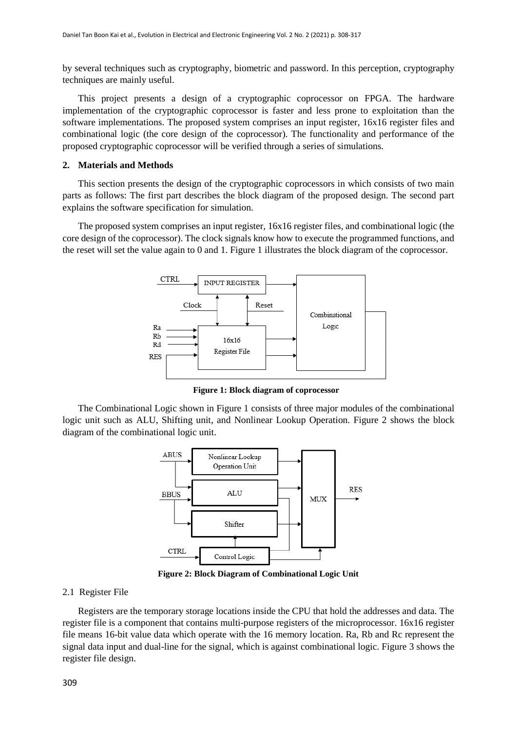by several techniques such as cryptography, biometric and password. In this perception, cryptography techniques are mainly useful.

This project presents a design of a cryptographic coprocessor on FPGA. The hardware implementation of the cryptographic coprocessor is faster and less prone to exploitation than the software implementations. The proposed system comprises an input register, 16x16 register files and combinational logic (the core design of the coprocessor). The functionality and performance of the proposed cryptographic coprocessor will be verified through a series of simulations.

## 2. Materials and Methods

This section presents the design of the cryptographic coprocessors in which consists of two main parts as follows: The first part describes the block diagram of the proposed design. The second part explains the software specification for simulation.

The proposed system comprises an input register, 16x16 register files, and combinational logic (the core design of the coprocessor). The clock signals know how to execute the programmed functions, and the reset will set the value again to 0 and 1. Figure 1 illustrates the block diagram of the coprocessor.

**Figure 1: Block diagram of coprocessor**

The Combinational Logic shown in Figure 1 consists of three major modules of the combinational logic unit such as ALU, Shifting unit, and Nonlinear Lookup Operation. Figure 2 shows the block diagram of the combinational logic unit.

**Figure 2: Block Diagram of Combinational Logic Unit**

### 2.1 Register File

Registers are the temporary storage locations inside the CPU that hold the addresses and data. The register file is a component that contains multi-purpose registers of the microprocessor. 16x16 register file means 16-bit value data which operate with the 16 memory location. Ra, Rb and Rc represent the signal data input and dual-line for the signal, which is against combinational logic. Figure 3 shows the register file design.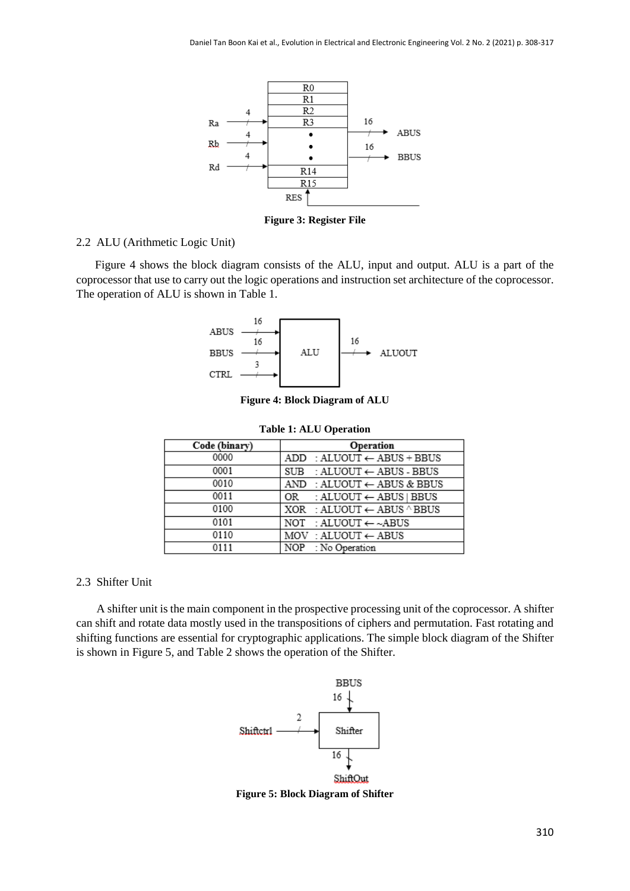Figure 3: Register File

## 2.2 ALU (Arithmetic Logic Unit)

Figure 4 shows the block diagram consists of the ALU, input and output. ALU is a part of the coprocessor that use to carry out the logic operations and instruction set architecture of the coprocessor. The operation of ALU is shown in Table 1.

Figure 4: Block Diagram of ALU

**Table 1: ALU Operation**

| Code (binary) | Operation |
|---|---|
| 0000 | ADD : ALUOUT ← ABUS + BBUS |
| 0001 | SUB : ALUOUT ← ABUS - BBUS |
| 0010 | AND : ALUOUT ← ABUS & BBUS |
| 0011 | OR : ALUOUT ← ABUS \| BBUS |
| 0100 | XOR : ALUOUT ← ABUS ^ BBUS |
| 0101 | NOT : ALUOUT ← ~ABUS |
| 0110 | MOV : ALUOUT ← ABUS |
| 0111 | NOP : No Operation |

## 2.3 Shifter Unit

A shifter unit is the main component in the prospective processing unit of the coprocessor. A shifter can shift and rotate data mostly used in the transpositions of ciphers and permutation. Fast rotating and shifting functions are essential for cryptographic applications. The simple block diagram of the Shifter is shown in Figure 5, and Table 2 shows the operation of the Shifter.

Figure 5: Block Diagram of Shifter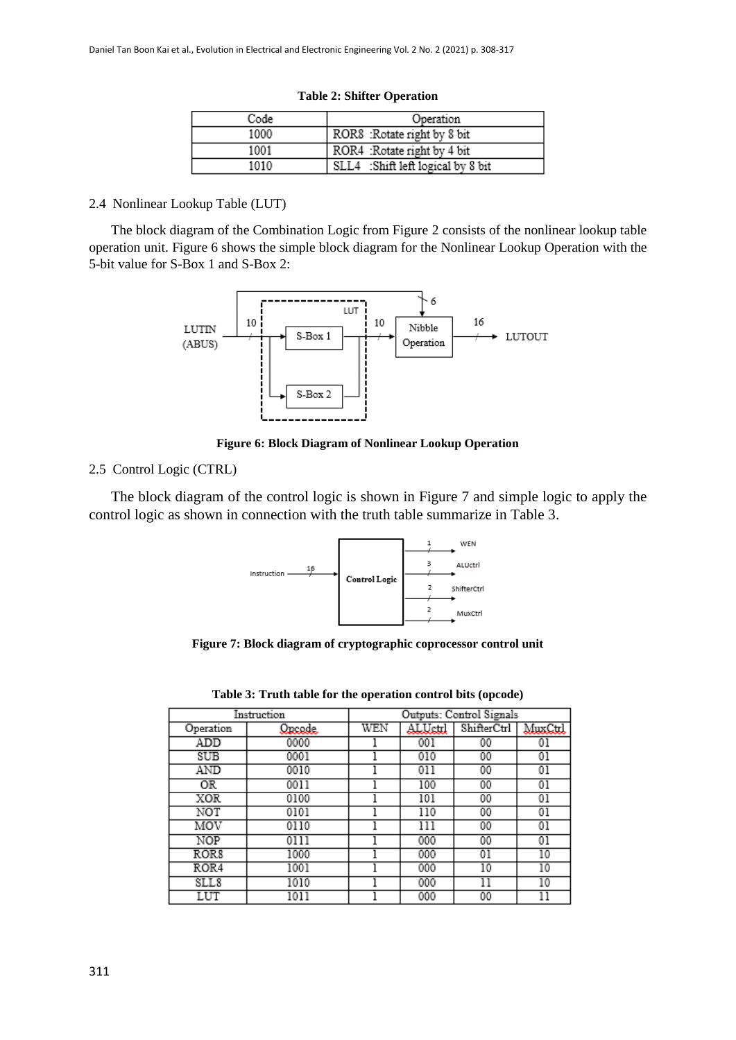**Table 2: Shifter Operation**

| Code | Operation |
|---|---|
| 1000 | ROR8 :Rotate right by 8 bit |
| 1001 | ROR4 :Rotate right by 4 bit |
| 1010 | SLL4 :Shift left logical by 8 bit |

### 2.4 Nonlinear Lookup Table (LUT)

The block diagram of the Combination Logic from Figure 2 consists of the nonlinear lookup table operation unit. Figure 6 shows the simple block diagram for the Nonlinear Lookup Operation with the 5-bit value for S-Box 1 and S-Box 2:

**Figure 6: Block Diagram of Nonlinear Lookup Operation**

### 2.5 Control Logic (CTRL)

The block diagram of the control logic is shown in Figure 7 and simple logic to apply the control logic as shown in connection with the truth table summarize in Table 3.

**Figure 7: Block diagram of cryptographic coprocessor control unit**

**Table 3: Truth table for the operation control bits (opcode)**

| Instruction | | Outputs: Control Signals | | | |
|---|---|---|---|---|---|
| Operation | Opcode | WEN | ALUctrl | ShifterCtrl | MuxCtrl |
| ADD | 0000 | 1 | 001 | 00 | 01 |
| SUB | 0001 | 1 | 010 | 00 | 01 |
| AND | 0010 | 1 | 011 | 00 | 01 |
| OR | 0011 | 1 | 100 | 00 | 01 |
| XOR | 0100 | 1 | 101 | 00 | 01 |
| NOT | 0101 | 1 | 110 | 00 | 01 |
| MOV | 0110 | 1 | 111 | 00 | 01 |
| NOP | 0111 | 1 | 000 | 00 | 01 |
| ROR8 | 1000 | 1 | 000 | 01 | 10 |
| ROR4 | 1001 | 1 | 000 | 10 | 10 |
| SLL8 | 1010 | 1 | 000 | 11 | 10 |
| LUT | 1011 | 1 | 000 | 00 | 11 |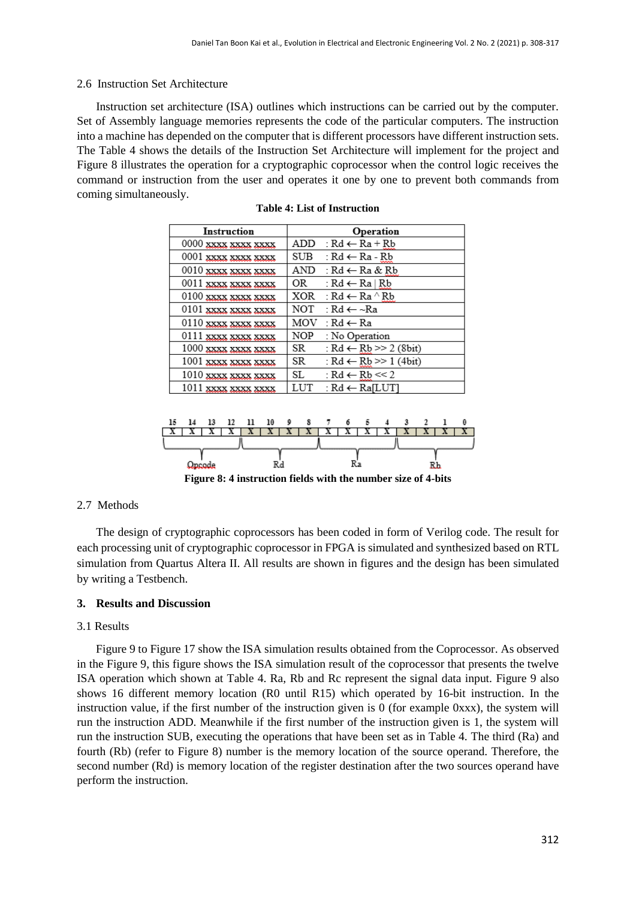### 2.6 Instruction Set Architecture

Instruction set architecture (ISA) outlines which instructions can be carried out by the computer. Set of Assembly language memories represents the code of the particular computers. The instruction into a machine has depended on the computer that is different processors have different instruction sets. The Table 4 shows the details of the Instruction Set Architecture will implement for the project and Figure 8 illustrates the operation for a cryptographic coprocessor when the control logic receives the command or instruction from the user and operates it one by one to prevent both commands from coming simultaneously.

**Table 4: List of Instruction**

| Instruction | Operation |
| --- | --- |
| 0000 xxxx xxxx xxxx | ADD : Rd ← Ra + Rb |
| 0001 xxxx xxxx xxxx | SUB : Rd ← Ra - Rb |
| 0010 xxxx xxxx xxxx | AND : Rd ← Ra & Rb |
| 0011 xxxx xxxx xxxx | OR : Rd ← Ra \| Rb |
| 0100 xxxx xxxx xxxx | XOR : Rd ← Ra ^ Rb |
| 0101 xxxx xxxx xxxx | NOT : Rd ← ~Ra |
| 0110 xxxx xxxx xxxx | MOV : Rd ← Ra |
| 0111 xxxx xxxx xxxx | NOP : No Operation |
| 1000 xxxx xxxx xxxx | SR : Rd ← Rb >> 2 (8bit) |
| 1001 xxxx xxxx xxxx | SR : Rd ← Rb >> 1 (4bit) |
| 1010 xxxx xxxx xxxx | SL : Rd ← Rb << 2 |
| 1011 xxxx xxxx xxxx | LUT : Rd ← Ra[LUT] |

| 15 | 14 | 13 | 12 | 11 | 10 | 9 | 8 | 7 | 6 | 5 | 4 | 3 | 2 | 1 | 0 |
| --- | --- | --- | --- | --- | --- | --- | --- | --- | --- | --- | --- | --- | --- | --- | --- |
| X | X | X | X | X | X | X | X | X | X | X | X | X | X | X | X |
| Opcode | | | | Rd | | | | Ra | | | | Rb | | | |

**Figure 8: 4 instruction fields with the number size of 4-bits**

### 2.7 Methods

The design of cryptographic coprocessors has been coded in form of Verilog code. The result for each processing unit of cryptographic coprocessor in FPGA is simulated and synthesized based on RTL simulation from Quartus Altera II. All results are shown in figures and the design has been simulated by writing a Testbench.

## 3. Results and Discussion

### 3.1 Results

Figure 9 to Figure 17 show the ISA simulation results obtained from the Coprocessor. As observed in the Figure 9, this figure shows the ISA simulation result of the coprocessor that presents the twelve ISA operation which shown at Table 4. Ra, Rb and Rc represent the signal data input. Figure 9 also shows 16 different memory location (R0 until R15) which operated by 16-bit instruction. In the instruction value, if the first number of the instruction given is 0 (for example 0xxx), the system will run the instruction ADD. Meanwhile if the first number of the instruction given is 1, the system will run the instruction SUB, executing the operations that have been set as in Table 4. The third (Ra) and fourth (Rb) (refer to Figure 8) number is the memory location of the source operand. Therefore, the second number (Rd) is memory location of the register destination after the two sources operand have perform the instruction.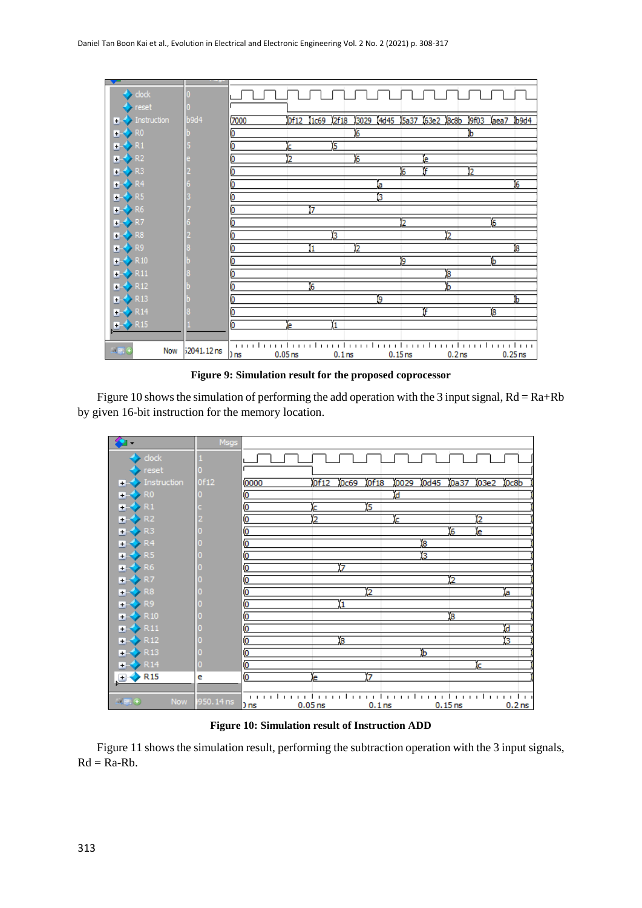Figure 9: Simulation result for the proposed coprocessor

Figure 10 shows the simulation of performing the add operation with the 3 input signal, Rd = Ra+Rb by given 16-bit instruction for the memory location.

Figure 10: Simulation result of Instruction ADD

Figure 11 shows the simulation result, performing the subtraction operation with the 3 input signals, Rd = Ra-Rb.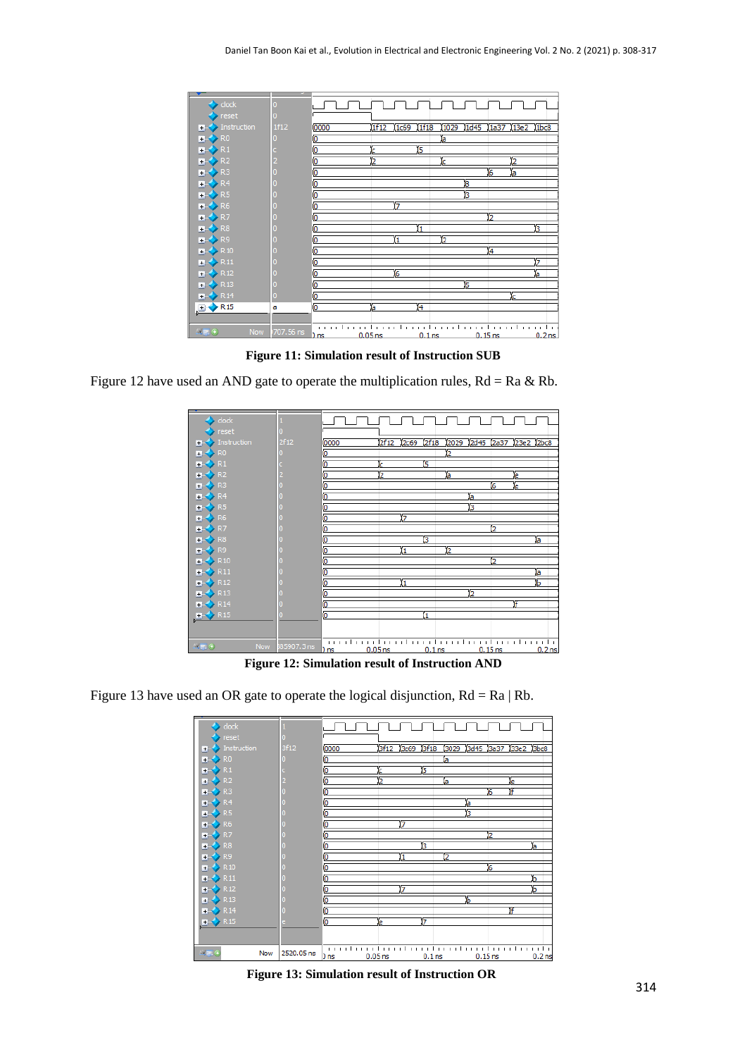**Figure 11: Simulation result of Instruction SUB**

Figure 12 have used an AND gate to operate the multiplication rules, Rd = Ra & Rb.

**Figure 12: Simulation result of Instruction AND**

Figure 13 have used an OR gate to operate the logical disjunction, Rd = Ra | Rb.

**Figure 13: Simulation result of Instruction OR**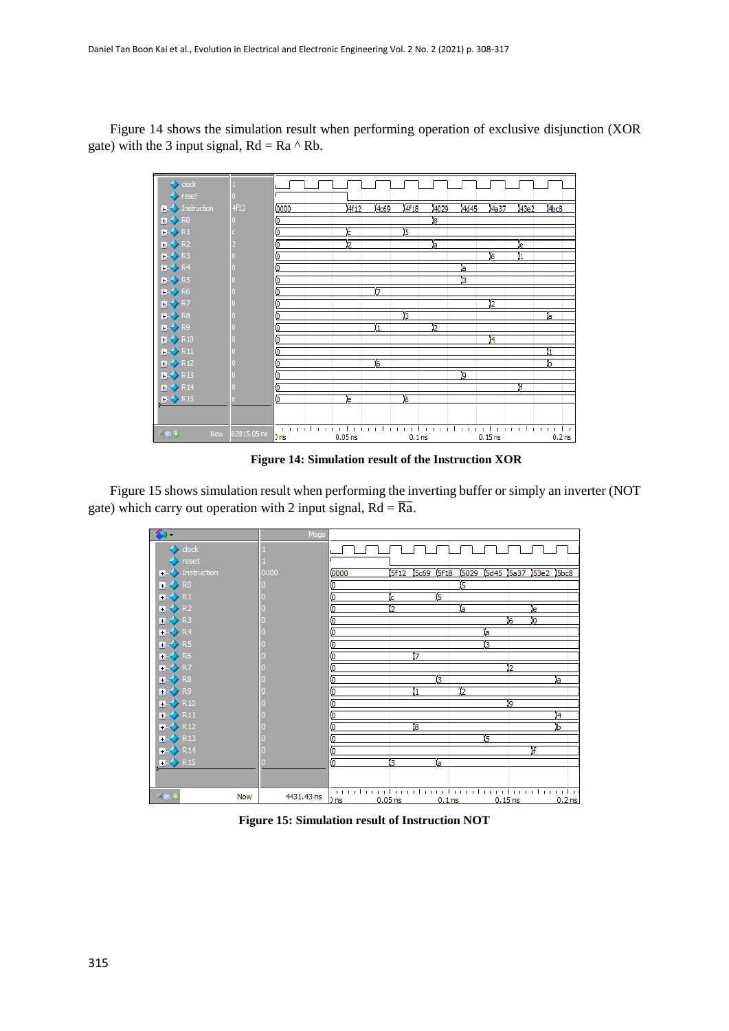Figure 14 shows the simulation result when performing operation of exclusive disjunction (XOR gate) with the 3 input signal, Rd = Ra ^ Rb.

**Figure 14: Simulation result of the Instruction XOR**

Figure 15 shows simulation result when performing the inverting buffer or simply an inverter (NOT gate) which carry out operation with 2 input signal, Rd = $\overline{\text{Ra}}$.

**Figure 15: Simulation result of Instruction NOT**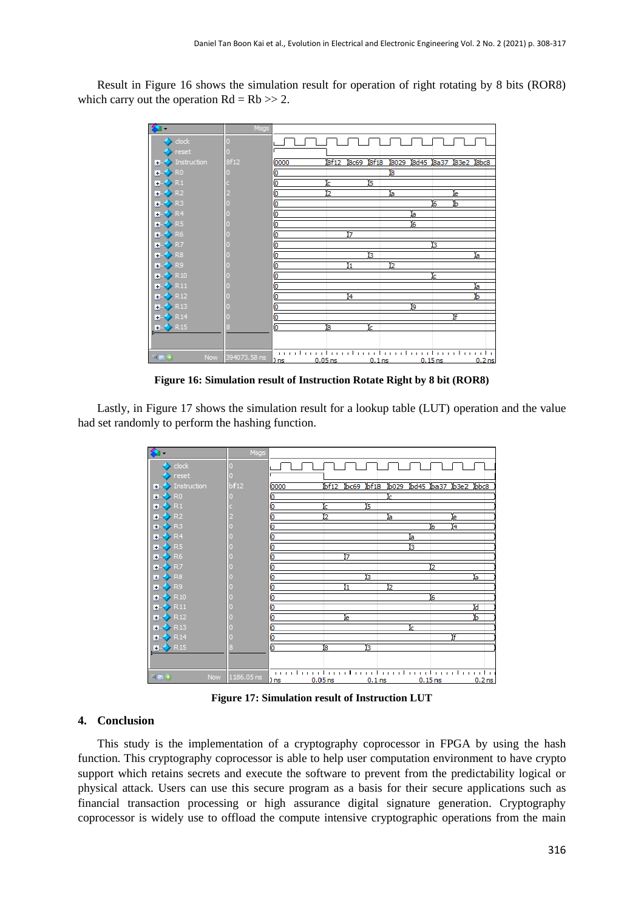Result in Figure 16 shows the simulation result for operation of right rotating by 8 bits (ROR8) which carry out the operation Rd = Rb >> 2.

**Figure 16: Simulation result of Instruction Rotate Right by 8 bit (ROR8)**

Lastly, in Figure 17 shows the simulation result for a lookup table (LUT) operation and the value had set randomly to perform the hashing function.

**Figure 17: Simulation result of Instruction LUT**

## 4. Conclusion

This study is the implementation of a cryptography coprocessor in FPGA by using the hash function. This cryptography coprocessor is able to help user computation environment to have crypto support which retains secrets and execute the software to prevent from the predictability logical or physical attack. Users can use this secure program as a basis for their secure applications such as financial transaction processing or high assurance digital signature generation. Cryptography coprocessor is widely use to offload the compute intensive cryptographic operations from the main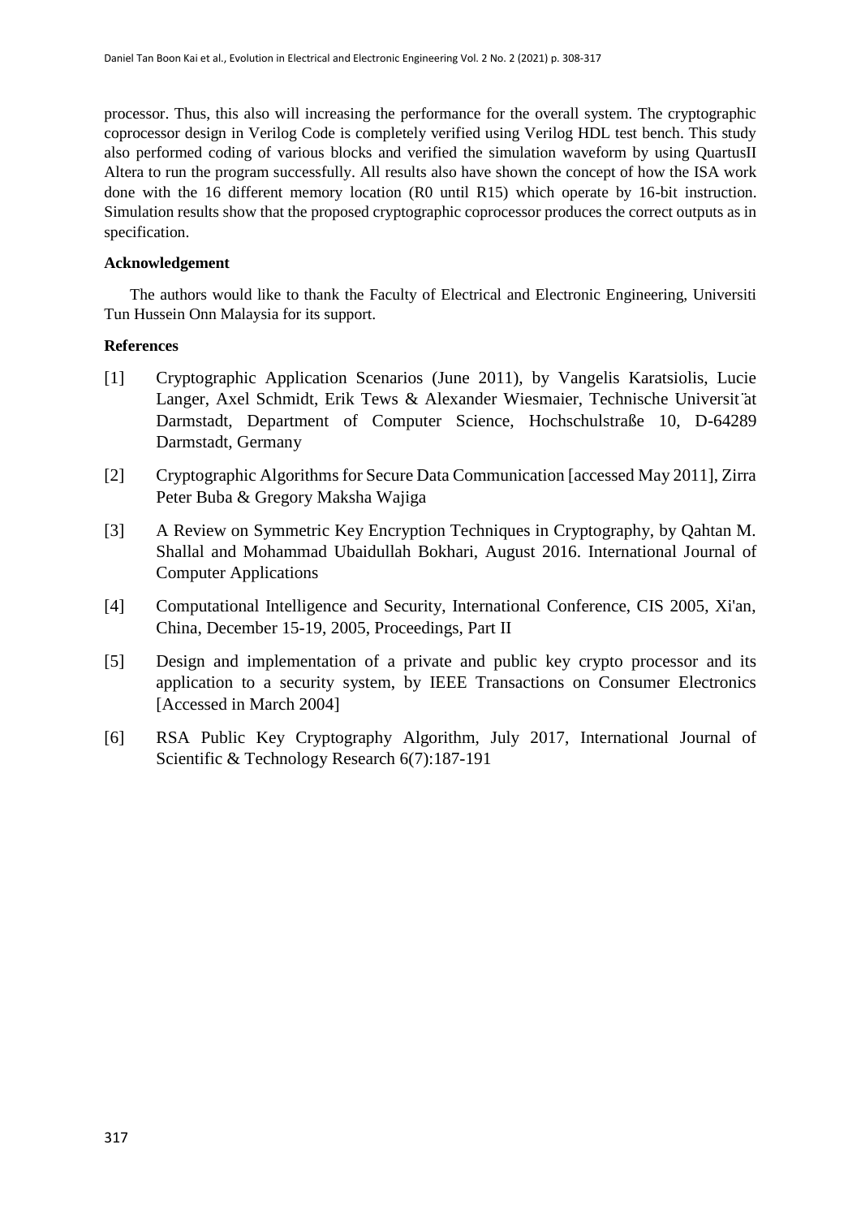processor. Thus, this also will increasing the performance for the overall system. The cryptographic coprocessor design in Verilog Code is completely verified using Verilog HDL test bench. This study also performed coding of various blocks and verified the simulation waveform by using QuartusII Altera to run the program successfully. All results also have shown the concept of how the ISA work done with the 16 different memory location (R0 until R15) which operate by 16-bit instruction. Simulation results show that the proposed cryptographic coprocessor produces the correct outputs as in specification.

**Acknowledgement**

The authors would like to thank the Faculty of Electrical and Electronic Engineering, Universiti Tun Hussein Onn Malaysia for its support.

**References**

[1] Cryptographic Application Scenarios (June 2011), by Vangelis Karatsiolis, Lucie Langer, Axel Schmidt, Erik Tews & Alexander Wiesmaier, Technische Universit ̈at Darmstadt, Department of Computer Science, Hochschulstraße 10, D-64289 Darmstadt, Germany

[2] Cryptographic Algorithms for Secure Data Communication [accessed May 2011], Zirra Peter Buba & Gregory Maksha Wajiga

[3] A Review on Symmetric Key Encryption Techniques in Cryptography, by Qahtan M. Shallal and Mohammad Ubaidullah Bokhari, August 2016. International Journal of Computer Applications

[4] Computational Intelligence and Security, International Conference, CIS 2005, Xi'an, China, December 15-19, 2005, Proceedings, Part II

[5] Design and implementation of a private and public key crypto processor and its application to a security system, by IEEE Transactions on Consumer Electronics [Accessed in March 2004]

[6] RSA Public Key Cryptography Algorithm, July 2017, International Journal of Scientific & Technology Research 6(7):187-191